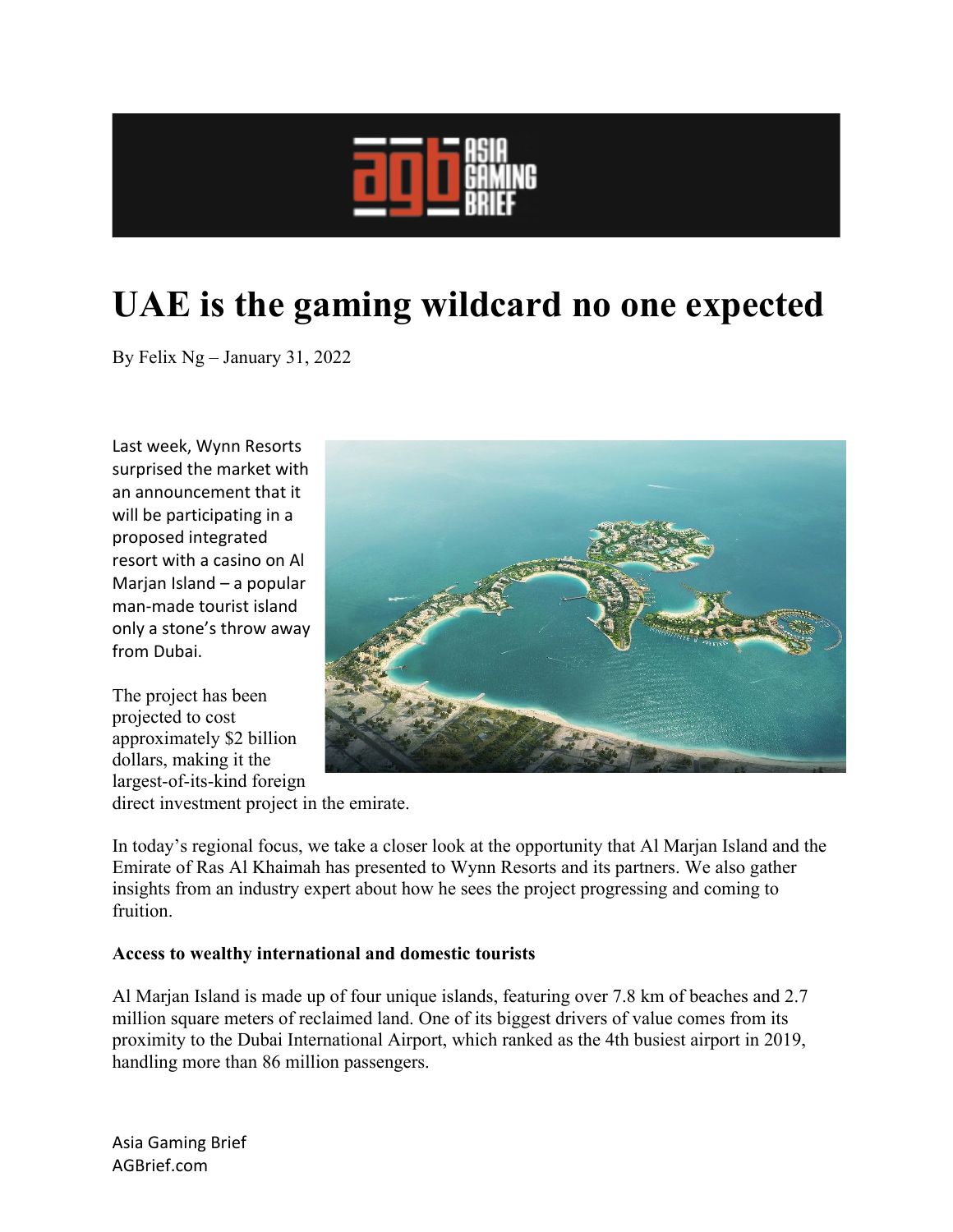# UAE is the gaming wildcard no one expected

By Felix Ng – January 31, 2022

Last week, Wynn Resorts surprised the market with an announcement that it will be participating in a proposed integrated resort with a casino on Al Marjan Island – a popular man-made tourist island only a stone's throw away from Dubai.

The project has been projected to cost approximately $2 billion dollars, making it the largest-of-its-kind foreign direct investment project in the emirate.

In today's regional focus, we take a closer look at the opportunity that Al Marjan Island and the Emirate of Ras Al Khaimah has presented to Wynn Resorts and its partners. We also gather insights from an industry expert about how he sees the project progressing and coming to fruition.

**Access to wealthy international and domestic tourists**

Al Marjan Island is made up of four unique islands, featuring over 7.8 km of beaches and 2.7 million square meters of reclaimed land. One of its biggest drivers of value comes from its proximity to the Dubai International Airport, which ranked as the 4th busiest airport in 2019, handling more than 86 million passengers.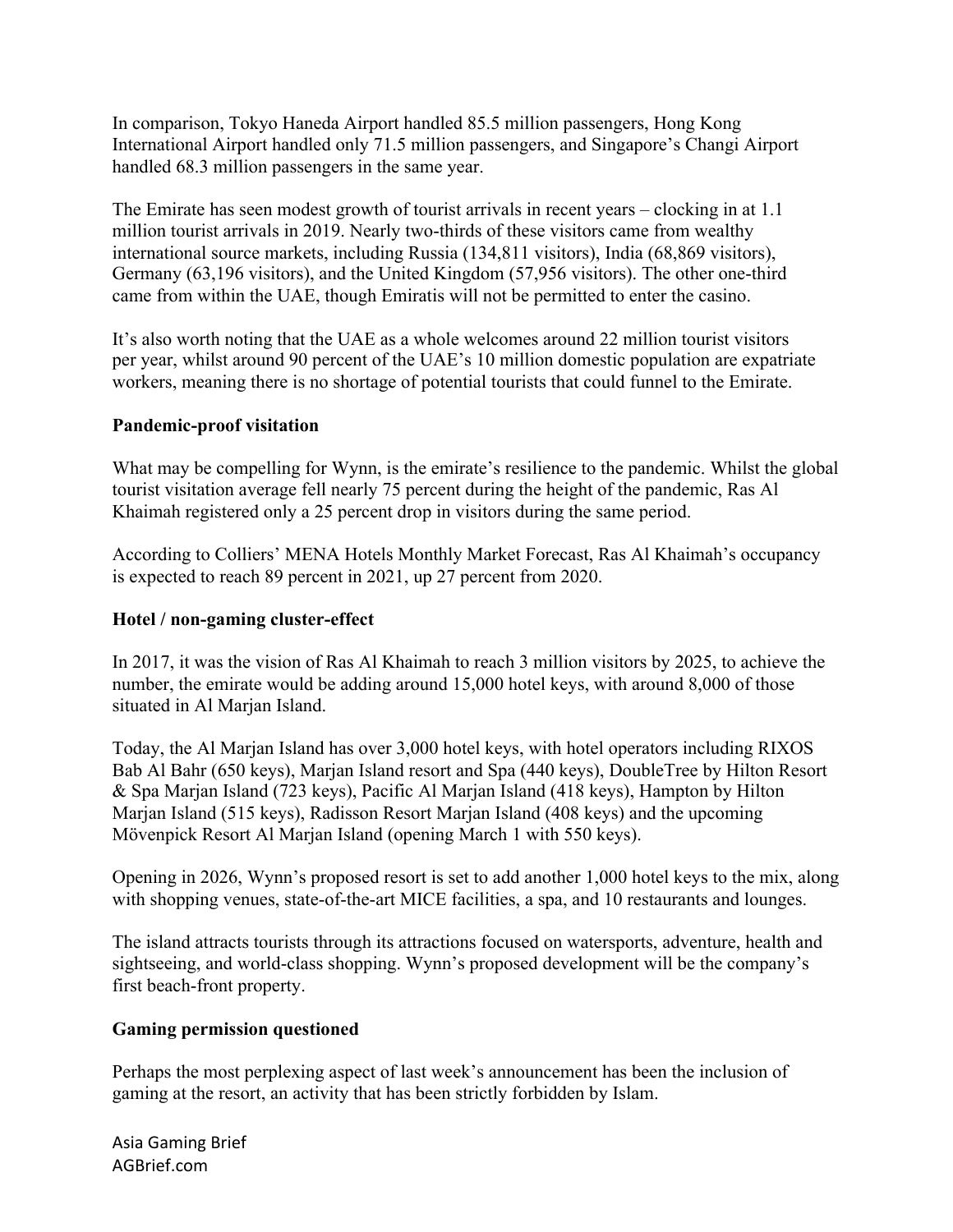In comparison, Tokyo Haneda Airport handled 85.5 million passengers, Hong Kong International Airport handled only 71.5 million passengers, and Singapore's Changi Airport handled 68.3 million passengers in the same year.

The Emirate has seen modest growth of tourist arrivals in recent years – clocking in at 1.1 million tourist arrivals in 2019. Nearly two-thirds of these visitors came from wealthy international source markets, including Russia (134,811 visitors), India (68,869 visitors), Germany (63,196 visitors), and the United Kingdom (57,956 visitors). The other one-third came from within the UAE, though Emiratis will not be permitted to enter the casino.

It's also worth noting that the UAE as a whole welcomes around 22 million tourist visitors per year, whilst around 90 percent of the UAE's 10 million domestic population are expatriate workers, meaning there is no shortage of potential tourists that could funnel to the Emirate.

**Pandemic-proof visitation**

What may be compelling for Wynn, is the emirate's resilience to the pandemic. Whilst the global tourist visitation average fell nearly 75 percent during the height of the pandemic, Ras Al Khaimah registered only a 25 percent drop in visitors during the same period.

According to Colliers' MENA Hotels Monthly Market Forecast, Ras Al Khaimah's occupancy is expected to reach 89 percent in 2021, up 27 percent from 2020.

**Hotel / non-gaming cluster-effect**

In 2017, it was the vision of Ras Al Khaimah to reach 3 million visitors by 2025, to achieve the number, the emirate would be adding around 15,000 hotel keys, with around 8,000 of those situated in Al Marjan Island.

Today, the Al Marjan Island has over 3,000 hotel keys, with hotel operators including RIXOS Bab Al Bahr (650 keys), Marjan Island resort and Spa (440 keys), DoubleTree by Hilton Resort & Spa Marjan Island (723 keys), Pacific Al Marjan Island (418 keys), Hampton by Hilton Marjan Island (515 keys), Radisson Resort Marjan Island (408 keys) and the upcoming Mövenpick Resort Al Marjan Island (opening March 1 with 550 keys).

Opening in 2026, Wynn's proposed resort is set to add another 1,000 hotel keys to the mix, along with shopping venues, state-of-the-art MICE facilities, a spa, and 10 restaurants and lounges.

The island attracts tourists through its attractions focused on watersports, adventure, health and sightseeing, and world-class shopping. Wynn's proposed development will be the company's first beach-front property.

**Gaming permission questioned**

Perhaps the most perplexing aspect of last week's announcement has been the inclusion of gaming at the resort, an activity that has been strictly forbidden by Islam.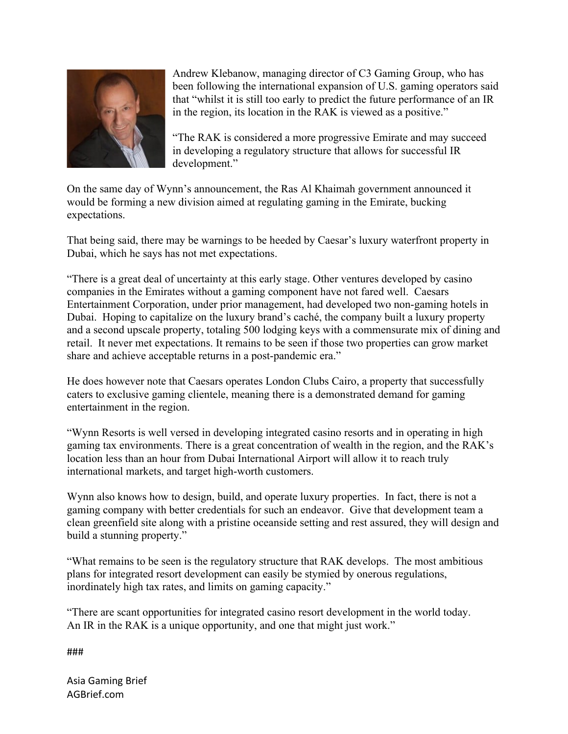Andrew Klebanow, managing director of C3 Gaming Group, who has been following the international expansion of U.S. gaming operators said that "whilst it is still too early to predict the future performance of an IR in the region, its location in the RAK is viewed as a positive."

"The RAK is considered a more progressive Emirate and may succeed in developing a regulatory structure that allows for successful IR development."

On the same day of Wynn's announcement, the Ras Al Khaimah government announced it would be forming a new division aimed at regulating gaming in the Emirate, bucking expectations.

That being said, there may be warnings to be heeded by Caesar's luxury waterfront property in Dubai, which he says has not met expectations.

"There is a great deal of uncertainty at this early stage. Other ventures developed by casino companies in the Emirates without a gaming component have not fared well. Caesars Entertainment Corporation, under prior management, had developed two non-gaming hotels in Dubai. Hoping to capitalize on the luxury brand's caché, the company built a luxury property and a second upscale property, totaling 500 lodging keys with a commensurate mix of dining and retail. It never met expectations. It remains to be seen if those two properties can grow market share and achieve acceptable returns in a post-pandemic era."

He does however note that Caesars operates London Clubs Cairo, a property that successfully caters to exclusive gaming clientele, meaning there is a demonstrated demand for gaming entertainment in the region.

"Wynn Resorts is well versed in developing integrated casino resorts and in operating in high gaming tax environments. There is a great concentration of wealth in the region, and the RAK's location less than an hour from Dubai International Airport will allow it to reach truly international markets, and target high-worth customers.

Wynn also knows how to design, build, and operate luxury properties. In fact, there is not a gaming company with better credentials for such an endeavor. Give that development team a clean greenfield site along with a pristine oceanside setting and rest assured, they will design and build a stunning property."

"What remains to be seen is the regulatory structure that RAK develops. The most ambitious plans for integrated resort development can easily be stymied by onerous regulations, inordinately high tax rates, and limits on gaming capacity."

"There are scant opportunities for integrated casino resort development in the world today. An IR in the RAK is a unique opportunity, and one that might just work."

###

Asia Gaming Brief
AGBrief.com